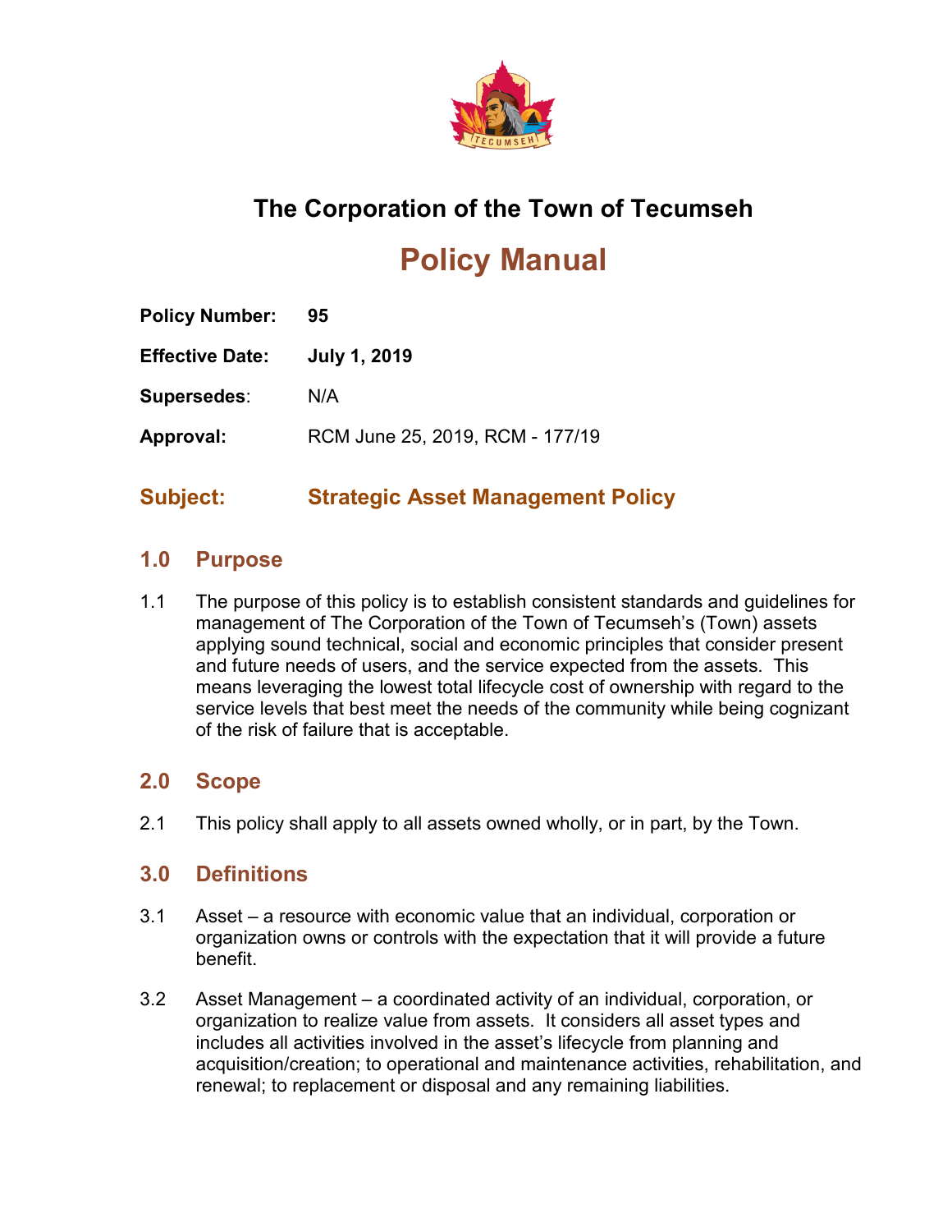# The Corporation of the Town of Tecumseh

# Policy Manual

**Policy Number:** **95**

**Effective Date:** **July 1, 2019**

**Supersedes**: N/A

**Approval:** RCM June 25, 2019, RCM - 177/19

## Subject: Strategic Asset Management Policy

## 1.0 Purpose

1.1 The purpose of this policy is to establish consistent standards and guidelines for management of The Corporation of the Town of Tecumseh's (Town) assets applying sound technical, social and economic principles that consider present and future needs of users, and the service expected from the assets. This means leveraging the lowest total lifecycle cost of ownership with regard to the service levels that best meet the needs of the community while being cognizant of the risk of failure that is acceptable.

## 2.0 Scope

2.1 This policy shall apply to all assets owned wholly, or in part, by the Town.

## 3.0 Definitions

3.1 Asset – a resource with economic value that an individual, corporation or organization owns or controls with the expectation that it will provide a future benefit.

3.2 Asset Management – a coordinated activity of an individual, corporation, or organization to realize value from assets. It considers all asset types and includes all activities involved in the asset's lifecycle from planning and acquisition/creation; to operational and maintenance activities, rehabilitation, and renewal; to replacement or disposal and any remaining liabilities.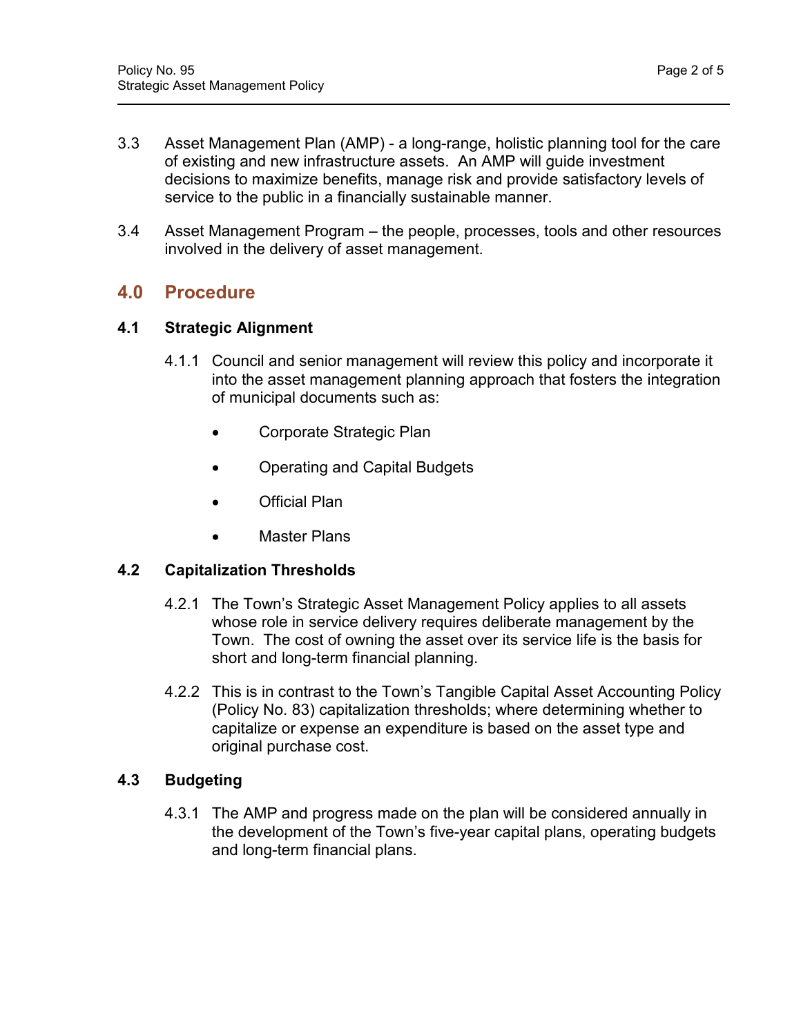3.3 Asset Management Plan (AMP) - a long-range, holistic planning tool for the care of existing and new infrastructure assets. An AMP will guide investment decisions to maximize benefits, manage risk and provide satisfactory levels of service to the public in a financially sustainable manner.

3.4 Asset Management Program – the people, processes, tools and other resources involved in the delivery of asset management.

## 4.0 Procedure

### 4.1 Strategic Alignment

4.1.1 Council and senior management will review this policy and incorporate it into the asset management planning approach that fosters the integration of municipal documents such as:

- Corporate Strategic Plan
- Operating and Capital Budgets
- Official Plan
- Master Plans

### 4.2 Capitalization Thresholds

4.2.1 The Town's Strategic Asset Management Policy applies to all assets whose role in service delivery requires deliberate management by the Town. The cost of owning the asset over its service life is the basis for short and long-term financial planning.

4.2.2 This is in contrast to the Town's Tangible Capital Asset Accounting Policy (Policy No. 83) capitalization thresholds; where determining whether to capitalize or expense an expenditure is based on the asset type and original purchase cost.

### 4.3 Budgeting

4.3.1 The AMP and progress made on the plan will be considered annually in the development of the Town's five-year capital plans, operating budgets and long-term financial plans.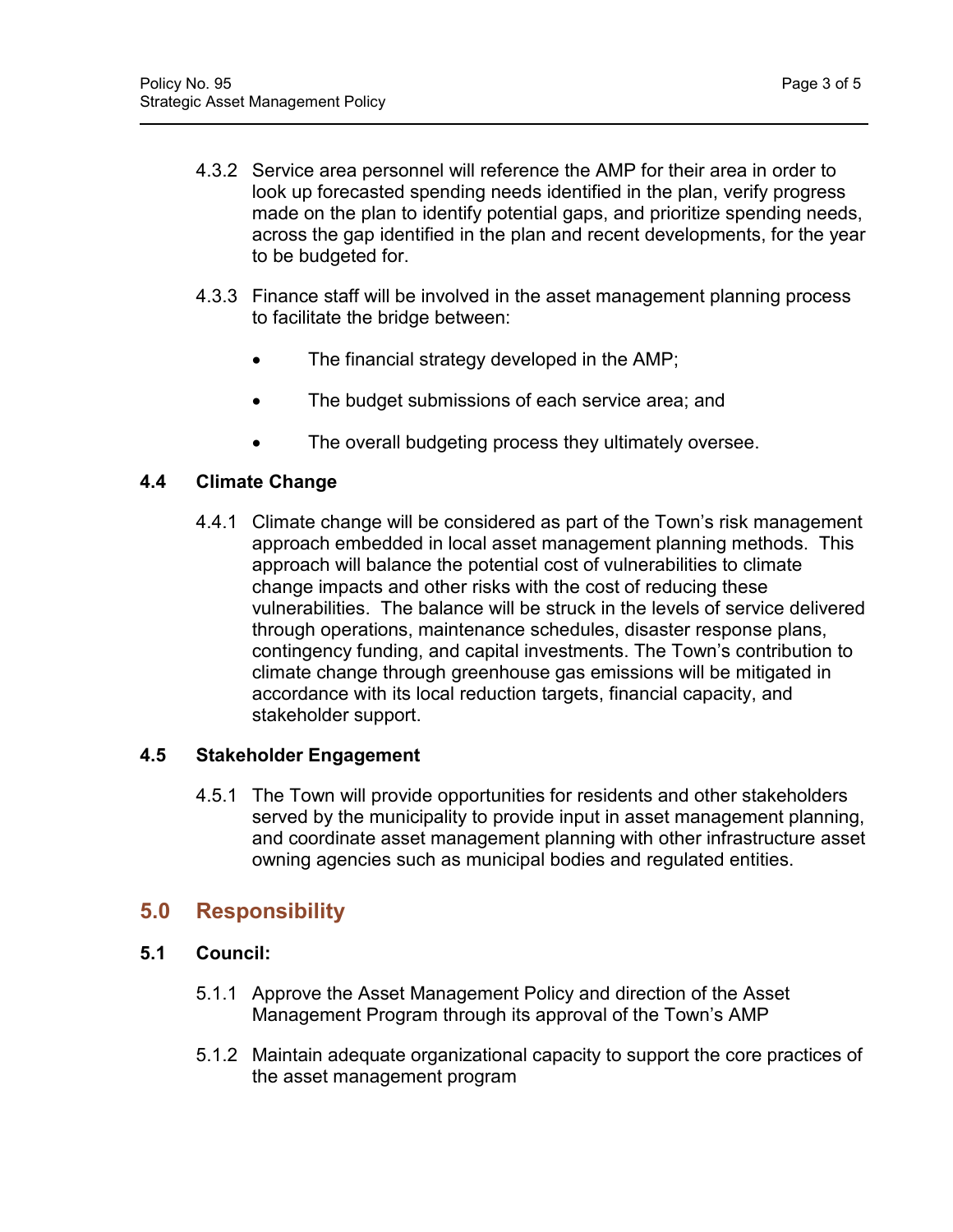4.3.2 Service area personnel will reference the AMP for their area in order to look up forecasted spending needs identified in the plan, verify progress made on the plan to identify potential gaps, and prioritize spending needs, across the gap identified in the plan and recent developments, for the year to be budgeted for.

4.3.3 Finance staff will be involved in the asset management planning process to facilitate the bridge between:

- The financial strategy developed in the AMP;
- The budget submissions of each service area; and
- The overall budgeting process they ultimately oversee.

### 4.4 Climate Change

4.4.1 Climate change will be considered as part of the Town's risk management approach embedded in local asset management planning methods. This approach will balance the potential cost of vulnerabilities to climate change impacts and other risks with the cost of reducing these vulnerabilities. The balance will be struck in the levels of service delivered through operations, maintenance schedules, disaster response plans, contingency funding, and capital investments. The Town's contribution to climate change through greenhouse gas emissions will be mitigated in accordance with its local reduction targets, financial capacity, and stakeholder support.

### 4.5 Stakeholder Engagement

4.5.1 The Town will provide opportunities for residents and other stakeholders served by the municipality to provide input in asset management planning, and coordinate asset management planning with other infrastructure asset owning agencies such as municipal bodies and regulated entities.

## 5.0 Responsibility

### 5.1 Council:

5.1.1 Approve the Asset Management Policy and direction of the Asset Management Program through its approval of the Town's AMP

5.1.2 Maintain adequate organizational capacity to support the core practices of the asset management program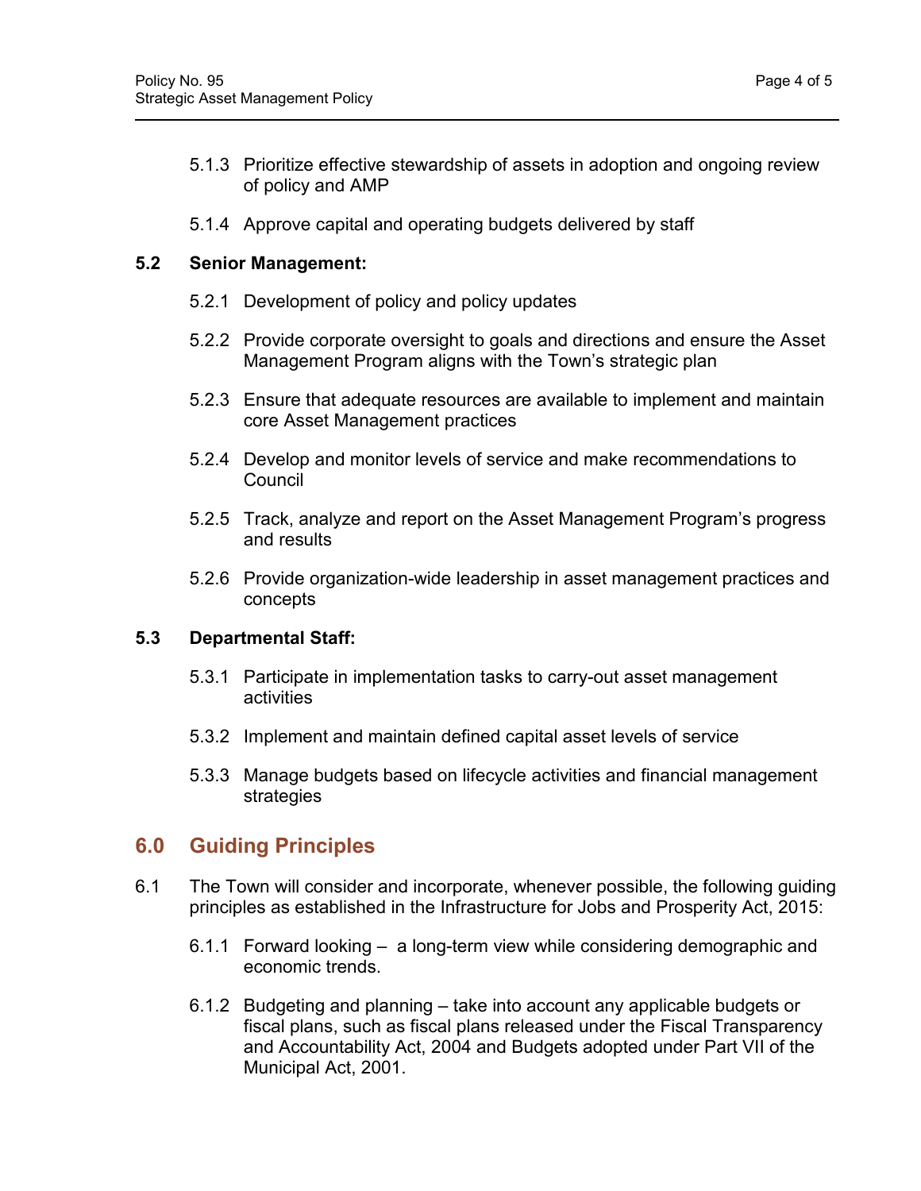5.1.3 Prioritize effective stewardship of assets in adoption and ongoing review of policy and AMP

5.1.4 Approve capital and operating budgets delivered by staff

**5.2 Senior Management:**

5.2.1 Development of policy and policy updates

5.2.2 Provide corporate oversight to goals and directions and ensure the Asset Management Program aligns with the Town's strategic plan

5.2.3 Ensure that adequate resources are available to implement and maintain core Asset Management practices

5.2.4 Develop and monitor levels of service and make recommendations to Council

5.2.5 Track, analyze and report on the Asset Management Program's progress and results

5.2.6 Provide organization-wide leadership in asset management practices and concepts

**5.3 Departmental Staff:**

5.3.1 Participate in implementation tasks to carry-out asset management activities

5.3.2 Implement and maintain defined capital asset levels of service

5.3.3 Manage budgets based on lifecycle activities and financial management strategies

## 6.0 Guiding Principles

6.1 The Town will consider and incorporate, whenever possible, the following guiding principles as established in the Infrastructure for Jobs and Prosperity Act, 2015:

6.1.1 Forward looking – a long-term view while considering demographic and economic trends.

6.1.2 Budgeting and planning – take into account any applicable budgets or fiscal plans, such as fiscal plans released under the Fiscal Transparency and Accountability Act, 2004 and Budgets adopted under Part VII of the Municipal Act, 2001.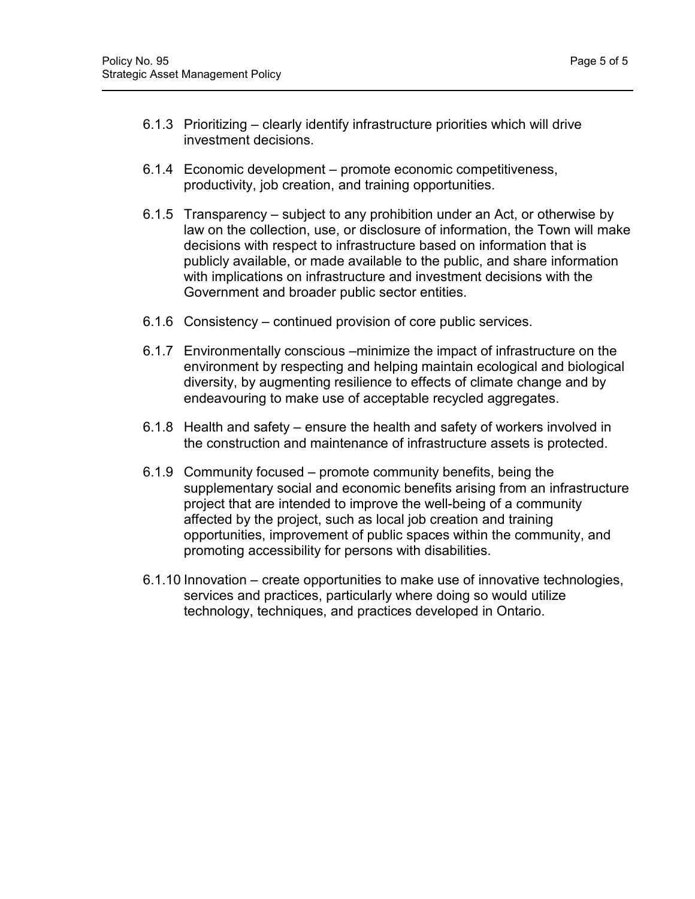6.1.3 Prioritizing – clearly identify infrastructure priorities which will drive investment decisions.

6.1.4 Economic development – promote economic competitiveness, productivity, job creation, and training opportunities.

6.1.5 Transparency – subject to any prohibition under an Act, or otherwise by law on the collection, use, or disclosure of information, the Town will make decisions with respect to infrastructure based on information that is publicly available, or made available to the public, and share information with implications on infrastructure and investment decisions with the Government and broader public sector entities.

6.1.6 Consistency – continued provision of core public services.

6.1.7 Environmentally conscious –minimize the impact of infrastructure on the environment by respecting and helping maintain ecological and biological diversity, by augmenting resilience to effects of climate change and by endeavouring to make use of acceptable recycled aggregates.

6.1.8 Health and safety – ensure the health and safety of workers involved in the construction and maintenance of infrastructure assets is protected.

6.1.9 Community focused – promote community benefits, being the supplementary social and economic benefits arising from an infrastructure project that are intended to improve the well-being of a community affected by the project, such as local job creation and training opportunities, improvement of public spaces within the community, and promoting accessibility for persons with disabilities.

6.1.10 Innovation – create opportunities to make use of innovative technologies, services and practices, particularly where doing so would utilize technology, techniques, and practices developed in Ontario.